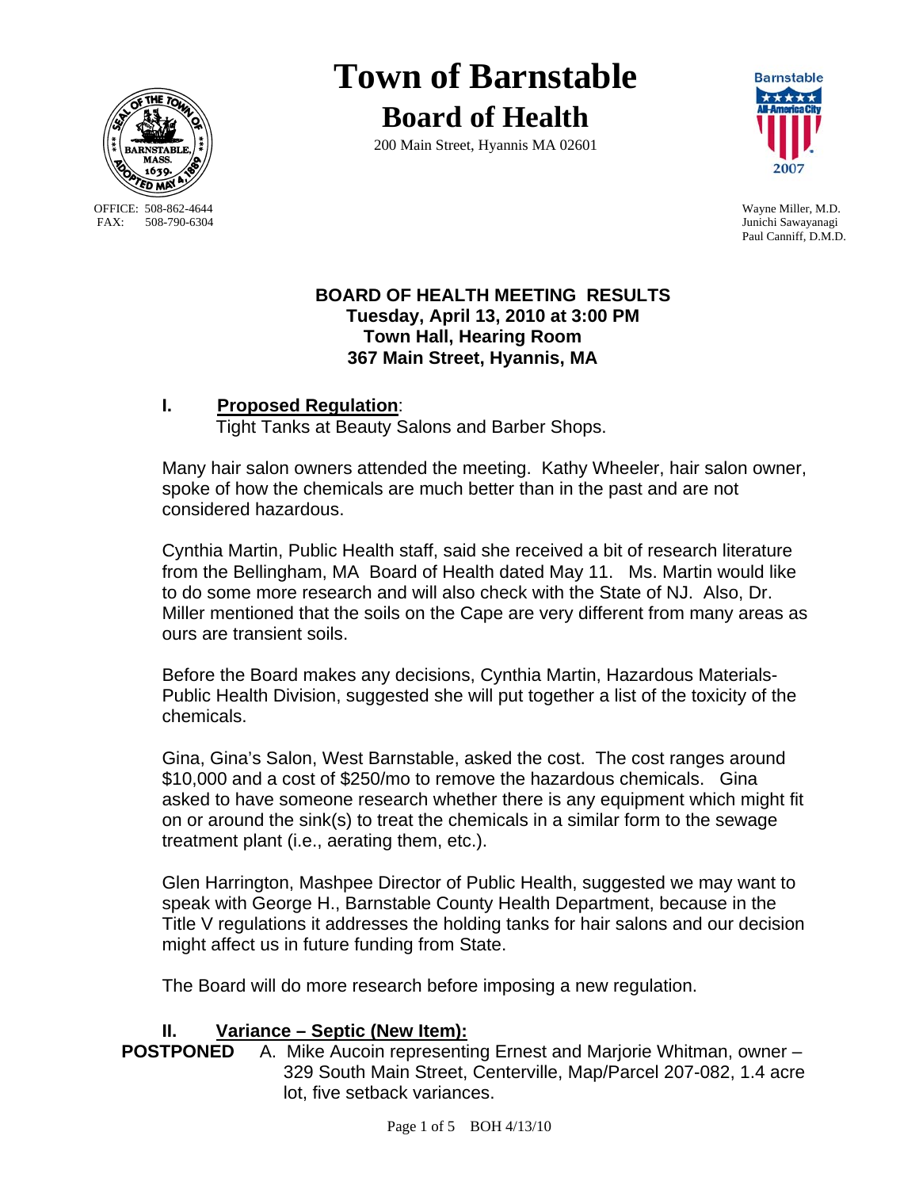# Town of Barnstable

## Board of Health

200 Main Street, Hyannis MA 02601

OFFICE: 508-862-4644
FAX: 508-790-6304

Wayne Miller, M.D.
Junichi Sawayanagi
Paul Canniff, D.M.D.

**BOARD OF HEALTH MEETING RESULTS**
**Tuesday, April 13, 2010 at 3:00 PM**
**Town Hall, Hearing Room**
**367 Main Street, Hyannis, MA**

### I. <u>Proposed Regulation</u>:

Tight Tanks at Beauty Salons and Barber Shops.

Many hair salon owners attended the meeting. Kathy Wheeler, hair salon owner, spoke of how the chemicals are much better than in the past and are not considered hazardous.

Cynthia Martin, Public Health staff, said she received a bit of research literature from the Bellingham, MA Board of Health dated May 11. Ms. Martin would like to do some more research and will also check with the State of NJ. Also, Dr. Miller mentioned that the soils on the Cape are very different from many areas as ours are transient soils.

Before the Board makes any decisions, Cynthia Martin, Hazardous Materials-Public Health Division, suggested she will put together a list of the toxicity of the chemicals.

Gina, Gina's Salon, West Barnstable, asked the cost. The cost ranges around $10,000 and a cost of $250/mo to remove the hazardous chemicals. Gina asked to have someone research whether there is any equipment which might fit on or around the sink(s) to treat the chemicals in a similar form to the sewage treatment plant (i.e., aerating them, etc.).

Glen Harrington, Mashpee Director of Public Health, suggested we may want to speak with George H., Barnstable County Health Department, because in the Title V regulations it addresses the holding tanks for hair salons and our decision might affect us in future funding from State.

The Board will do more research before imposing a new regulation.

### II. <u>Variance – Septic (New Item):</u>

**POSTPONED** A. Mike Aucoin representing Ernest and Marjorie Whitman, owner – 329 South Main Street, Centerville, Map/Parcel 207-082, 1.4 acre lot, five setback variances.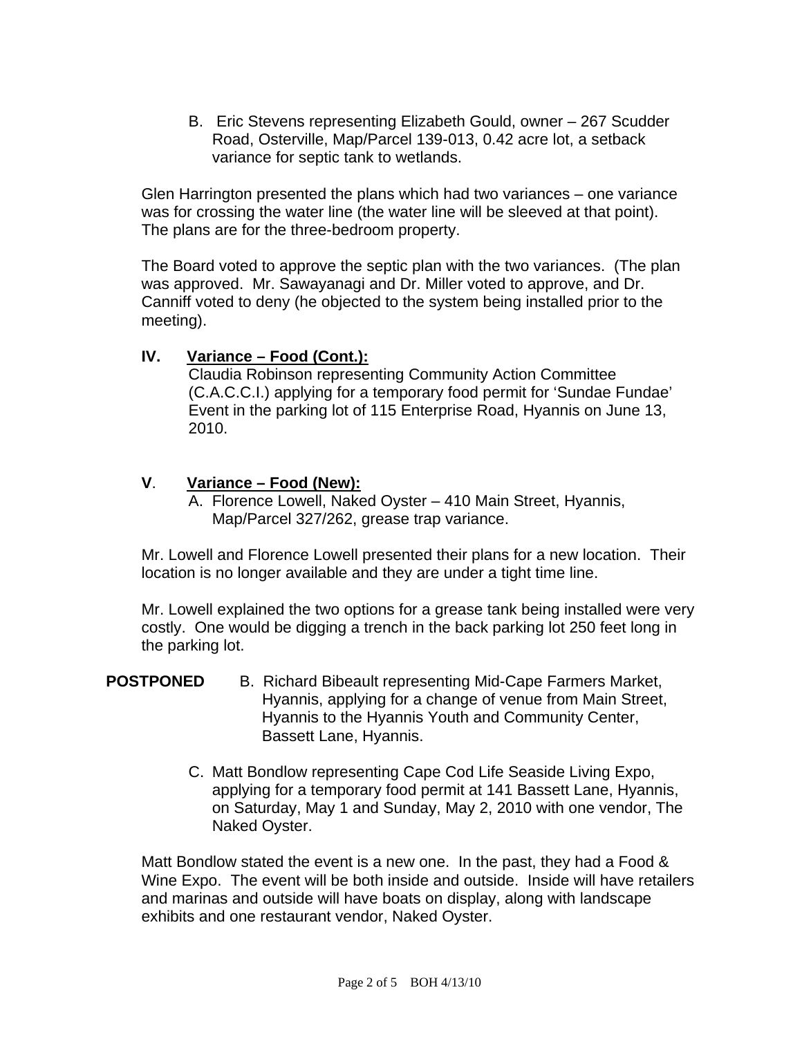B. Eric Stevens representing Elizabeth Gould, owner – 267 Scudder Road, Osterville, Map/Parcel 139-013, 0.42 acre lot, a setback variance for septic tank to wetlands.

Glen Harrington presented the plans which had two variances – one variance was for crossing the water line (the water line will be sleeved at that point). The plans are for the three-bedroom property.

The Board voted to approve the septic plan with the two variances. (The plan was approved. Mr. Sawayanagi and Dr. Miller voted to approve, and Dr. Canniff voted to deny (he objected to the system being installed prior to the meeting).

## IV. Variance – Food (Cont.):

Claudia Robinson representing Community Action Committee (C.A.C.C.I.) applying for a temporary food permit for 'Sundae Fundae' Event in the parking lot of 115 Enterprise Road, Hyannis on June 13, 2010.

## V. Variance – Food (New):

A. Florence Lowell, Naked Oyster – 410 Main Street, Hyannis, Map/Parcel 327/262, grease trap variance.

Mr. Lowell and Florence Lowell presented their plans for a new location. Their location is no longer available and they are under a tight time line.

Mr. Lowell explained the two options for a grease tank being installed were very costly. One would be digging a trench in the back parking lot 250 feet long in the parking lot.

**POSTPONED** B. Richard Bibeault representing Mid-Cape Farmers Market, Hyannis, applying for a change of venue from Main Street, Hyannis to the Hyannis Youth and Community Center, Bassett Lane, Hyannis.

C. Matt Bondlow representing Cape Cod Life Seaside Living Expo, applying for a temporary food permit at 141 Bassett Lane, Hyannis, on Saturday, May 1 and Sunday, May 2, 2010 with one vendor, The Naked Oyster.

Matt Bondlow stated the event is a new one. In the past, they had a Food & Wine Expo. The event will be both inside and outside. Inside will have retailers and marinas and outside will have boats on display, along with landscape exhibits and one restaurant vendor, Naked Oyster.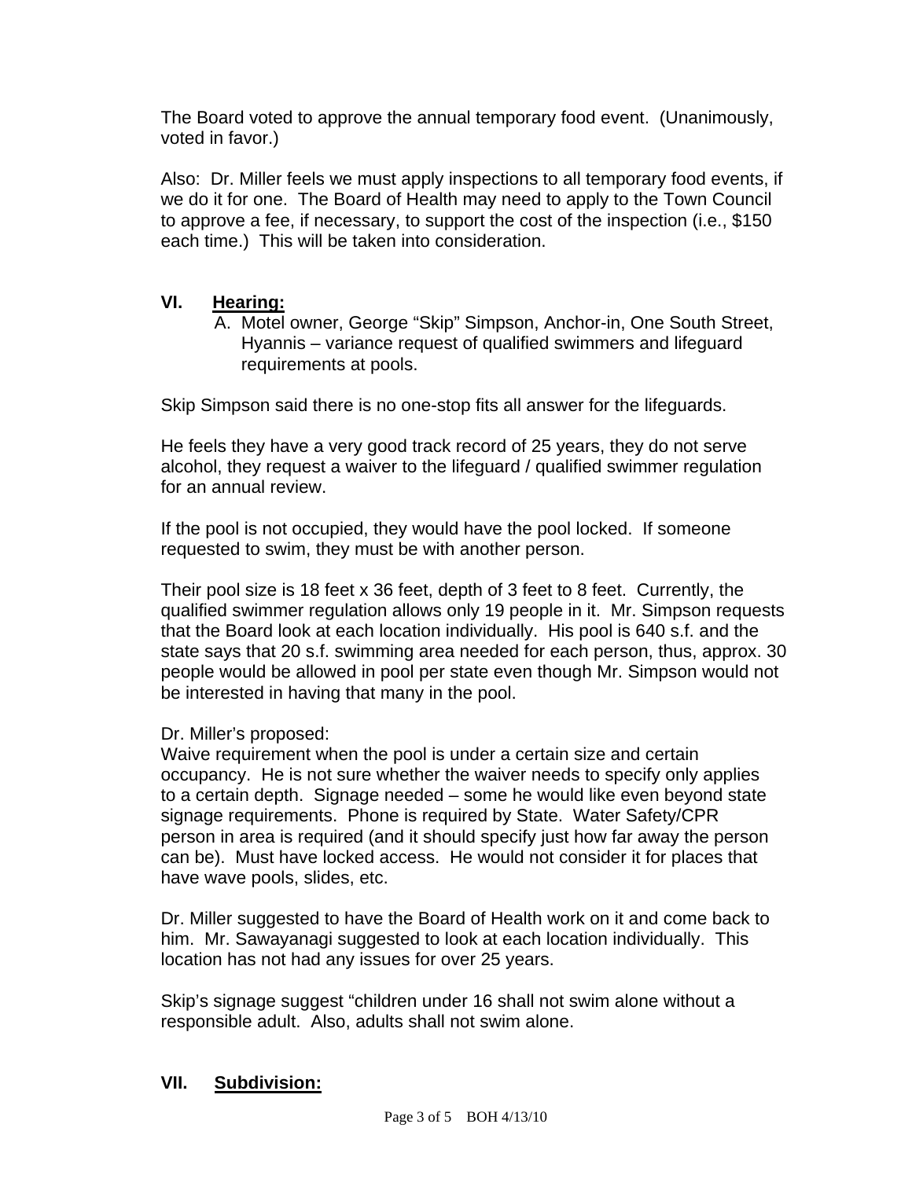The Board voted to approve the annual temporary food event. (Unanimously, voted in favor.)

Also: Dr. Miller feels we must apply inspections to all temporary food events, if we do it for one. The Board of Health may need to apply to the Town Council to approve a fee, if necessary, to support the cost of the inspection (i.e., $150 each time.) This will be taken into consideration.

## VI. Hearing:

A. Motel owner, George “Skip” Simpson, Anchor-in, One South Street, Hyannis – variance request of qualified swimmers and lifeguard requirements at pools.

Skip Simpson said there is no one-stop fits all answer for the lifeguards.

He feels they have a very good track record of 25 years, they do not serve alcohol, they request a waiver to the lifeguard / qualified swimmer regulation for an annual review.

If the pool is not occupied, they would have the pool locked. If someone requested to swim, they must be with another person.

Their pool size is 18 feet x 36 feet, depth of 3 feet to 8 feet. Currently, the qualified swimmer regulation allows only 19 people in it. Mr. Simpson requests that the Board look at each location individually. His pool is 640 s.f. and the state says that 20 s.f. swimming area needed for each person, thus, approx. 30 people would be allowed in pool per state even though Mr. Simpson would not be interested in having that many in the pool.

Dr. Miller’s proposed:
Waive requirement when the pool is under a certain size and certain occupancy. He is not sure whether the waiver needs to specify only applies to a certain depth. Signage needed – some he would like even beyond state signage requirements. Phone is required by State. Water Safety/CPR person in area is required (and it should specify just how far away the person can be). Must have locked access. He would not consider it for places that have wave pools, slides, etc.

Dr. Miller suggested to have the Board of Health work on it and come back to him. Mr. Sawayanagi suggested to look at each location individually. This location has not had any issues for over 25 years.

Skip’s signage suggest “children under 16 shall not swim alone without a responsible adult. Also, adults shall not swim alone.

## VII. Subdivision: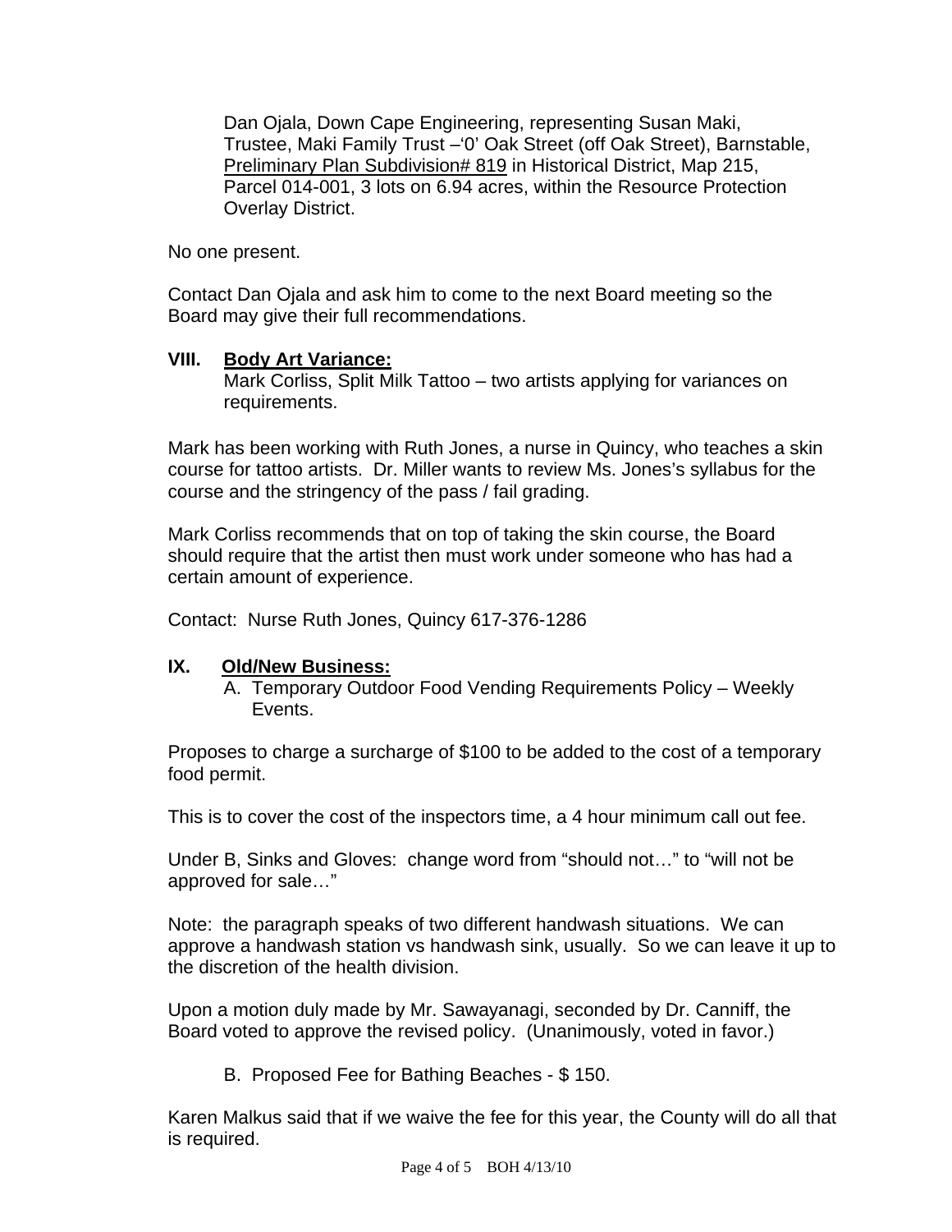Dan Ojala, Down Cape Engineering, representing Susan Maki, Trustee, Maki Family Trust –'0' Oak Street (off Oak Street), Barnstable, Preliminary Plan Subdivision# 819 in Historical District, Map 215, Parcel 014-001, 3 lots on 6.94 acres, within the Resource Protection Overlay District.

No one present.

Contact Dan Ojala and ask him to come to the next Board meeting so the Board may give their full recommendations.

## VIII. Body Art Variance:

Mark Corliss, Split Milk Tattoo – two artists applying for variances on requirements.

Mark has been working with Ruth Jones, a nurse in Quincy, who teaches a skin course for tattoo artists. Dr. Miller wants to review Ms. Jones's syllabus for the course and the stringency of the pass / fail grading.

Mark Corliss recommends that on top of taking the skin course, the Board should require that the artist then must work under someone who has had a certain amount of experience.

Contact: Nurse Ruth Jones, Quincy 617-376-1286

## IX. Old/New Business:

A. Temporary Outdoor Food Vending Requirements Policy – Weekly Events.

Proposes to charge a surcharge of $100 to be added to the cost of a temporary food permit.

This is to cover the cost of the inspectors time, a 4 hour minimum call out fee.

Under B, Sinks and Gloves: change word from "should not…" to "will not be approved for sale…"

Note: the paragraph speaks of two different handwash situations. We can approve a handwash station vs handwash sink, usually. So we can leave it up to the discretion of the health division.

Upon a motion duly made by Mr. Sawayanagi, seconded by Dr. Canniff, the Board voted to approve the revised policy. (Unanimously, voted in favor.)

B. Proposed Fee for Bathing Beaches - $ 150.

Karen Malkus said that if we waive the fee for this year, the County will do all that is required.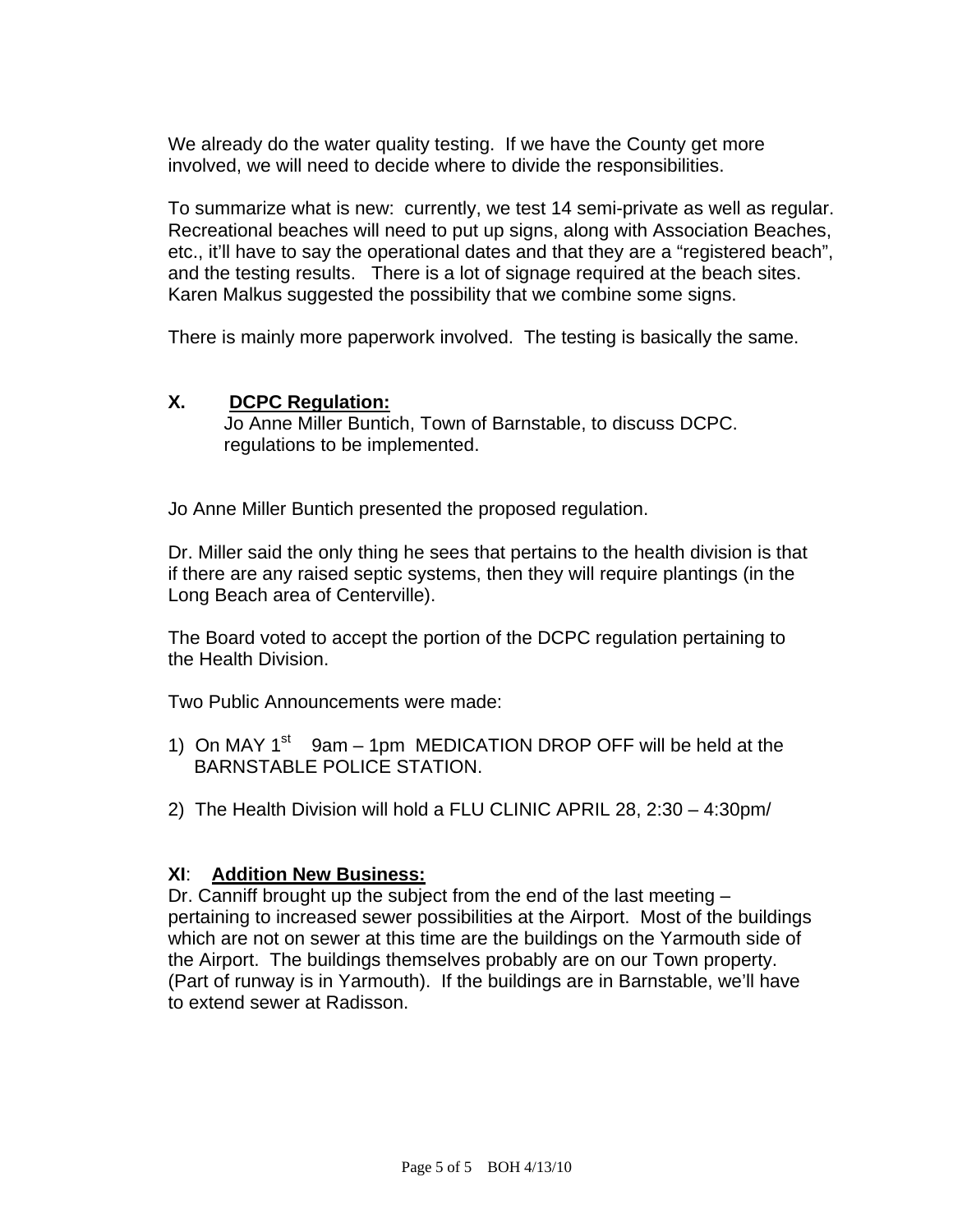We already do the water quality testing. If we have the County get more involved, we will need to decide where to divide the responsibilities.

To summarize what is new: currently, we test 14 semi-private as well as regular. Recreational beaches will need to put up signs, along with Association Beaches, etc., it'll have to say the operational dates and that they are a "registered beach", and the testing results. There is a lot of signage required at the beach sites. Karen Malkus suggested the possibility that we combine some signs.

There is mainly more paperwork involved. The testing is basically the same.

**X. DCPC Regulation:**

Jo Anne Miller Buntich, Town of Barnstable, to discuss DCPC. regulations to be implemented.

Jo Anne Miller Buntich presented the proposed regulation.

Dr. Miller said the only thing he sees that pertains to the health division is that if there are any raised septic systems, then they will require plantings (in the Long Beach area of Centerville).

The Board voted to accept the portion of the DCPC regulation pertaining to the Health Division.

Two Public Announcements were made:

1) On MAY 1st 9am – 1pm MEDICATION DROP OFF will be held at the BARNSTABLE POLICE STATION.

2) The Health Division will hold a FLU CLINIC APRIL 28, 2:30 – 4:30pm/

**XI**: **Addition New Business:**

Dr. Canniff brought up the subject from the end of the last meeting – pertaining to increased sewer possibilities at the Airport. Most of the buildings which are not on sewer at this time are the buildings on the Yarmouth side of the Airport. The buildings themselves probably are on our Town property. (Part of runway is in Yarmouth). If the buildings are in Barnstable, we'll have to extend sewer at Radisson.